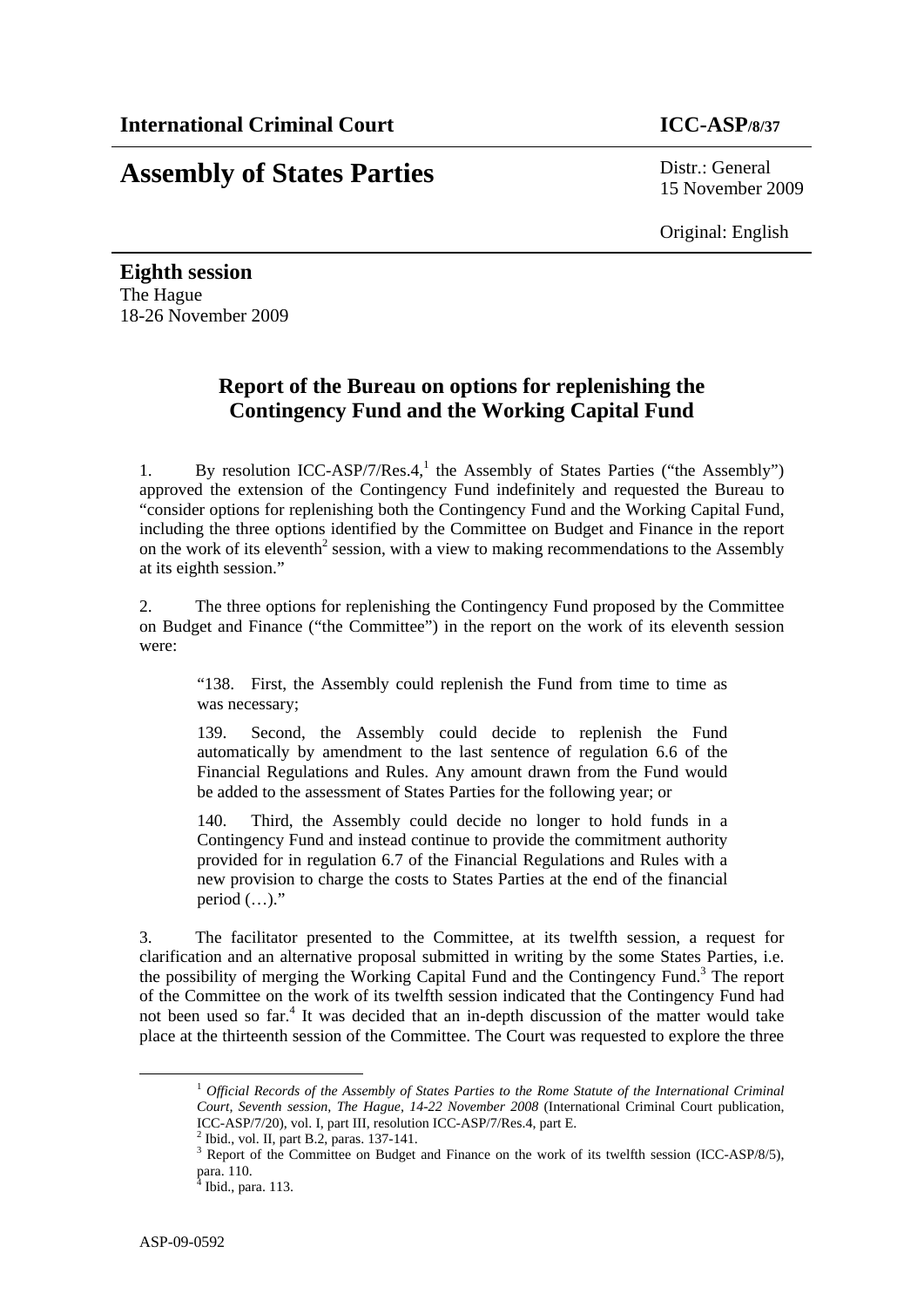**International Criminal Court** **ICC-ASP/8/37**

# Assembly of States Parties

Distr.: General
15 November 2009

Original: English

**Eighth session**
The Hague
18-26 November 2009

## Report of the Bureau on options for replenishing the Contingency Fund and the Working Capital Fund

1. By resolution ICC-ASP/7/Res.4,[1] the Assembly of States Parties ("the Assembly") approved the extension of the Contingency Fund indefinitely and requested the Bureau to "consider options for replenishing both the Contingency Fund and the Working Capital Fund, including the three options identified by the Committee on Budget and Finance in the report on the work of its eleventh[2] session, with a view to making recommendations to the Assembly at its eighth session."

2. The three options for replenishing the Contingency Fund proposed by the Committee on Budget and Finance ("the Committee") in the report on the work of its eleventh session were:

> "138. First, the Assembly could replenish the Fund from time to time as was necessary;
>
> 139. Second, the Assembly could decide to replenish the Fund automatically by amendment to the last sentence of regulation 6.6 of the Financial Regulations and Rules. Any amount drawn from the Fund would be added to the assessment of States Parties for the following year; or
>
> 140. Third, the Assembly could decide no longer to hold funds in a Contingency Fund and instead continue to provide the commitment authority provided for in regulation 6.7 of the Financial Regulations and Rules with a new provision to charge the costs to States Parties at the end of the financial period (…)."

3. The facilitator presented to the Committee, at its twelfth session, a request for clarification and an alternative proposal submitted in writing by the some States Parties, i.e. the possibility of merging the Working Capital Fund and the Contingency Fund.[3] The report of the Committee on the work of its twelfth session indicated that the Contingency Fund had not been used so far.[4] It was decided that an in-depth discussion of the matter would take place at the thirteenth session of the Committee. The Court was requested to explore the three

---

[1] *Official Records of the Assembly of States Parties to the Rome Statute of the International Criminal Court, Seventh session, The Hague, 14-22 November 2008* (International Criminal Court publication, ICC-ASP/7/20), vol. I, part III, resolution ICC-ASP/7/Res.4, part E.

[2] Ibid., vol. II, part B.2, paras. 137-141.

[3] Report of the Committee on Budget and Finance on the work of its twelfth session (ICC-ASP/8/5), para. 110.

[4] Ibid., para. 113.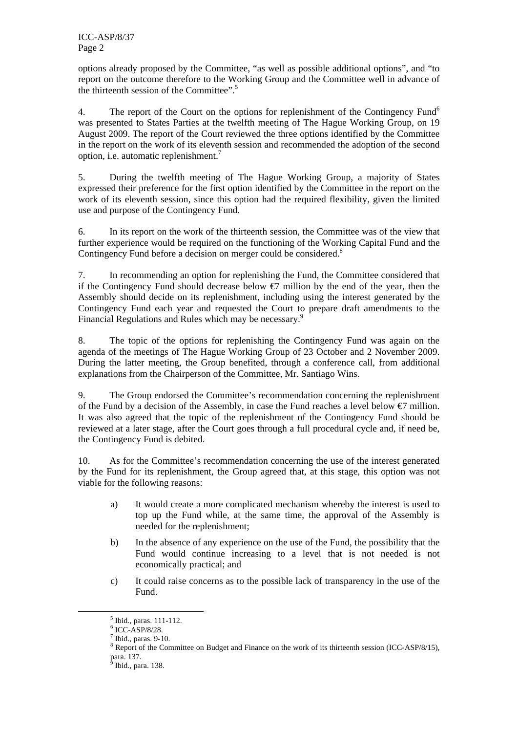options already proposed by the Committee, "as well as possible additional options", and "to report on the outcome therefore to the Working Group and the Committee well in advance of the thirteenth session of the Committee".[5]

4. The report of the Court on the options for replenishment of the Contingency Fund[6] was presented to States Parties at the twelfth meeting of The Hague Working Group, on 19 August 2009. The report of the Court reviewed the three options identified by the Committee in the report on the work of its eleventh session and recommended the adoption of the second option, i.e. automatic replenishment.[7]

5. During the twelfth meeting of The Hague Working Group, a majority of States expressed their preference for the first option identified by the Committee in the report on the work of its eleventh session, since this option had the required flexibility, given the limited use and purpose of the Contingency Fund.

6. In its report on the work of the thirteenth session, the Committee was of the view that further experience would be required on the functioning of the Working Capital Fund and the Contingency Fund before a decision on merger could be considered.[8]

7. In recommending an option for replenishing the Fund, the Committee considered that if the Contingency Fund should decrease below €7 million by the end of the year, then the Assembly should decide on its replenishment, including using the interest generated by the Contingency Fund each year and requested the Court to prepare draft amendments to the Financial Regulations and Rules which may be necessary.[9]

8. The topic of the options for replenishing the Contingency Fund was again on the agenda of the meetings of The Hague Working Group of 23 October and 2 November 2009. During the latter meeting, the Group benefited, through a conference call, from additional explanations from the Chairperson of the Committee, Mr. Santiago Wins.

9. The Group endorsed the Committee's recommendation concerning the replenishment of the Fund by a decision of the Assembly, in case the Fund reaches a level below €7 million. It was also agreed that the topic of the replenishment of the Contingency Fund should be reviewed at a later stage, after the Court goes through a full procedural cycle and, if need be, the Contingency Fund is debited.

10. As for the Committee's recommendation concerning the use of the interest generated by the Fund for its replenishment, the Group agreed that, at this stage, this option was not viable for the following reasons:

a) It would create a more complicated mechanism whereby the interest is used to top up the Fund while, at the same time, the approval of the Assembly is needed for the replenishment;

b) In the absence of any experience on the use of the Fund, the possibility that the Fund would continue increasing to a level that is not needed is not economically practical; and

c) It could raise concerns as to the possible lack of transparency in the use of the Fund.

---

[5] Ibid., paras. 111-112.

[6] ICC-ASP/8/28.

[7] Ibid., paras. 9-10.

[8] Report of the Committee on Budget and Finance on the work of its thirteenth session (ICC-ASP/8/15), para. 137.

[9] Ibid., para. 138.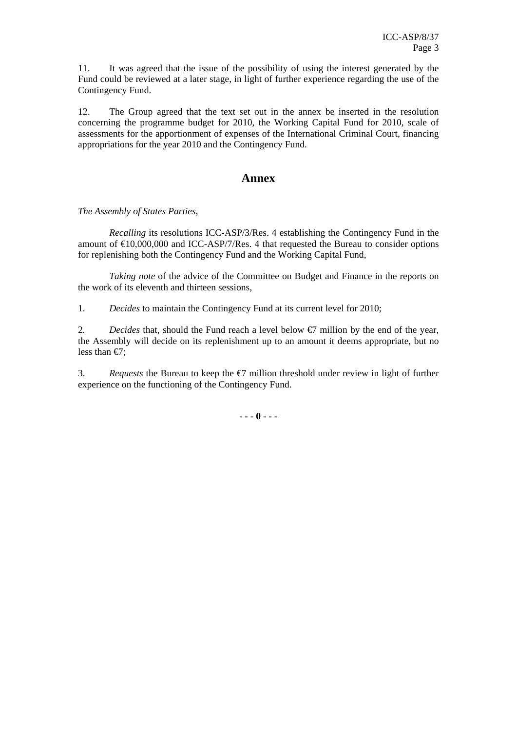11. It was agreed that the issue of the possibility of using the interest generated by the Fund could be reviewed at a later stage, in light of further experience regarding the use of the Contingency Fund.

12. The Group agreed that the text set out in the annex be inserted in the resolution concerning the programme budget for 2010, the Working Capital Fund for 2010, scale of assessments for the apportionment of expenses of the International Criminal Court, financing appropriations for the year 2010 and the Contingency Fund.

## Annex

*The Assembly of States Parties,*

*Recalling* its resolutions ICC-ASP/3/Res. 4 establishing the Contingency Fund in the amount of €10,000,000 and ICC-ASP/7/Res. 4 that requested the Bureau to consider options for replenishing both the Contingency Fund and the Working Capital Fund,

*Taking note* of the advice of the Committee on Budget and Finance in the reports on the work of its eleventh and thirteen sessions,

1. *Decides* to maintain the Contingency Fund at its current level for 2010;

2. *Decides* that, should the Fund reach a level below €7 million by the end of the year, the Assembly will decide on its replenishment up to an amount it deems appropriate, but no less than €7;

3. *Requests* the Bureau to keep the €7 million threshold under review in light of further experience on the functioning of the Contingency Fund.

**- - - 0 - - -**